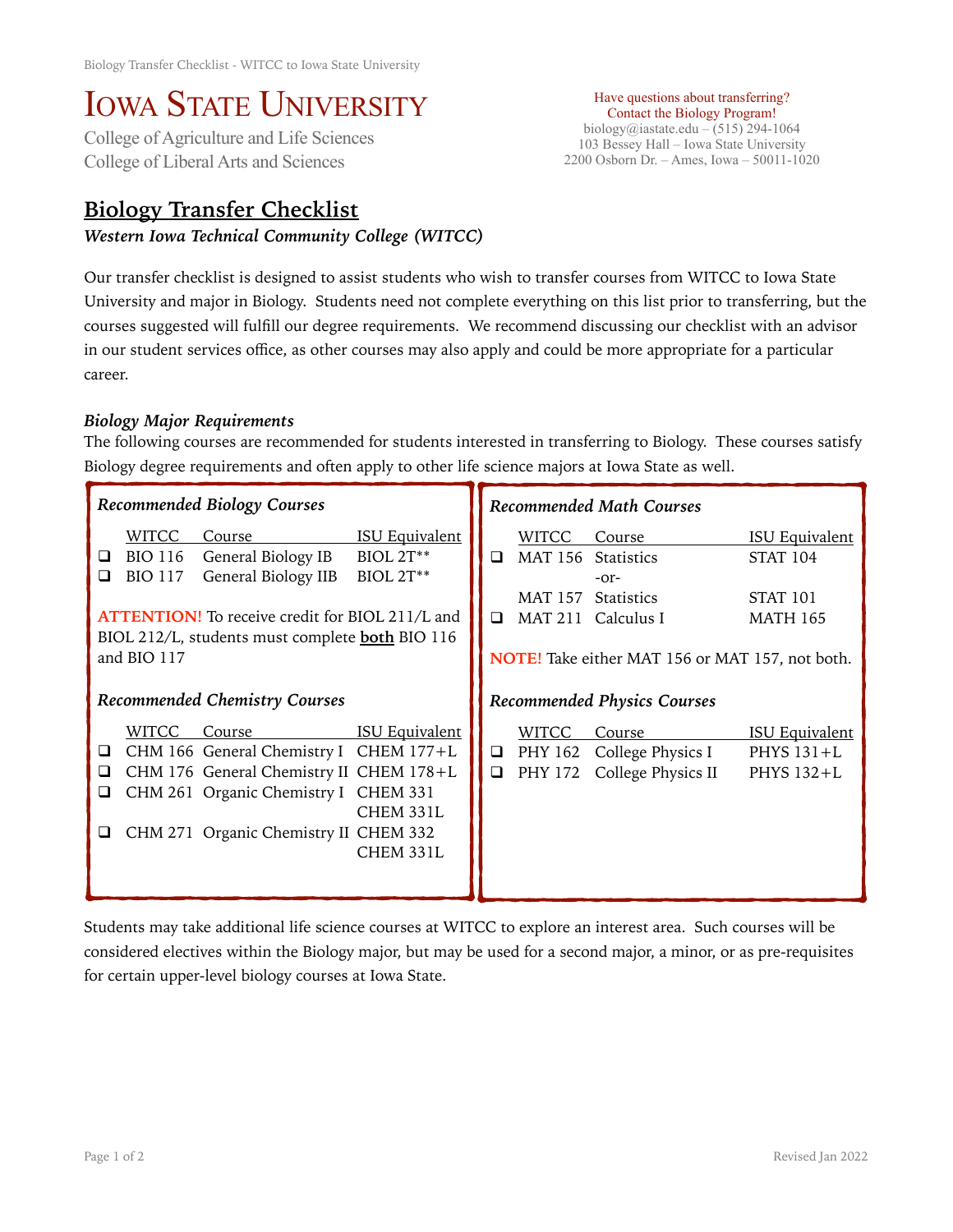# Iowa State University

College of Agriculture and Life Sciences
College of Liberal Arts and Sciences

Have questions about transferring?
Contact the Biology Program!
biology@iastate.edu – (515) 294-1064
103 Bessey Hall – Iowa State University
2200 Osborn Dr. – Ames, Iowa – 50011-1020

## Biology Transfer Checklist

***Western Iowa Technical Community College (WITCC)***

Our transfer checklist is designed to assist students who wish to transfer courses from WITCC to Iowa State University and major in Biology. Students need not complete everything on this list prior to transferring, but the courses suggested will fulfill our degree requirements. We recommend discussing our checklist with an advisor in our student services office, as other courses may also apply and could be more appropriate for a particular career.

### *Biology Major Requirements*

The following courses are recommended for students interested in transferring to Biology. These courses satisfy Biology degree requirements and often apply to other life science majors at Iowa State as well.

#### *Recommended Biology Courses*

| | WITCC | Course | ISU Equivalent |
|---|---|---|---|
| ❑ | BIO 116 | General Biology IB | BIOL 2T** |
| ❑ | BIO 117 | General Biology IIB | BIOL 2T** |

**ATTENTION!** To receive credit for BIOL 211/L and BIOL 212/L, students must complete **both** BIO 116 and BIO 117

#### *Recommended Chemistry Courses*

| | WITCC | Course | ISU Equivalent |
|---|---|---|---|
| ❑ | CHM 166 | General Chemistry I | CHEM 177+L |
| ❑ | CHM 176 | General Chemistry II | CHEM 178+L |
| ❑ | CHM 261 | Organic Chemistry I | CHEM 331<br>CHEM 331L |
| ❑ | CHM 271 | Organic Chemistry II | CHEM 332<br>CHEM 331L |

#### *Recommended Math Courses*

| | WITCC | Course | ISU Equivalent |
|---|---|---|---|
| ❑ | MAT 156 | Statistics | STAT 104 |
| | | -or- | |
| | MAT 157 | Statistics | STAT 101 |
| ❑ | MAT 211 | Calculus I | MATH 165 |

**NOTE!** Take either MAT 156 or MAT 157, not both.

#### *Recommended Physics Courses*

| | WITCC | Course | ISU Equivalent |
|---|---|---|---|
| ❑ | PHY 162 | College Physics I | PHYS 131+L |
| ❑ | PHY 172 | College Physics II | PHYS 132+L |

Students may take additional life science courses at WITCC to explore an interest area. Such courses will be considered electives within the Biology major, but may be used for a second major, a minor, or as pre-requisites for certain upper-level biology courses at Iowa State.

Revised Jan 2022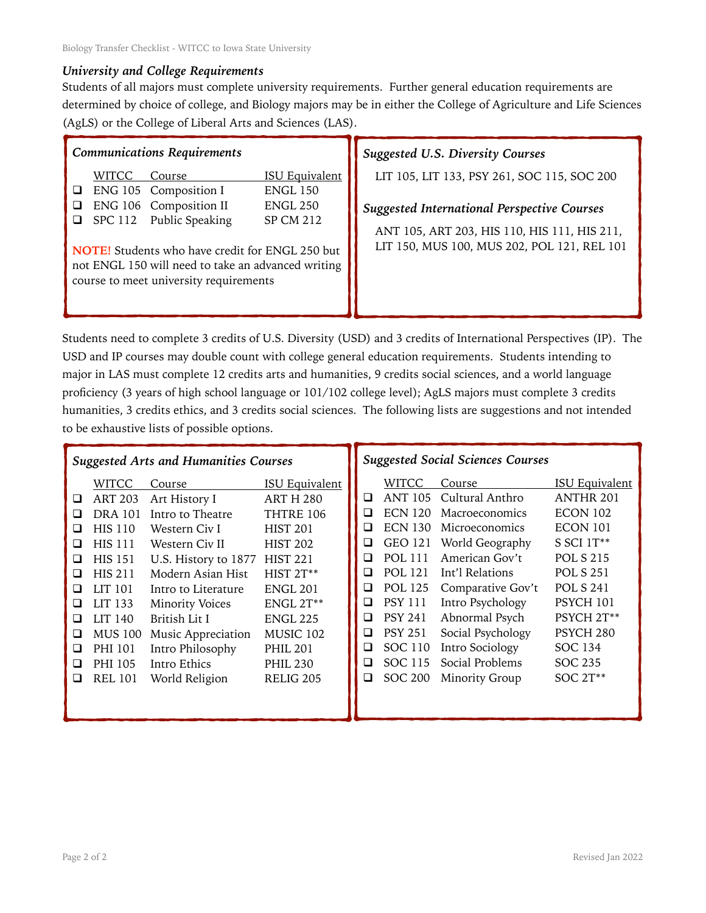### *University and College Requirements*

Students of all majors must complete university requirements. Further general education requirements are determined by choice of college, and Biology majors may be in either the College of Agriculture and Life Sciences (AgLS) or the College of Liberal Arts and Sciences (LAS).

#### *Communications Requirements*

| | WITCC | Course | ISU Equivalent |
|---|---|---|---|
| ❑ | ENG 105 | Composition I | ENGL 150 |
| ❑ | ENG 106 | Composition II | ENGL 250 |
| ❑ | SPC 112 | Public Speaking | SP CM 212 |

**NOTE!** Students who have credit for ENGL 250 but not ENGL 150 will need to take an advanced writing course to meet university requirements

#### *Suggested U.S. Diversity Courses*

LIT 105, LIT 133, PSY 261, SOC 115, SOC 200

#### *Suggested International Perspective Courses*

ANT 105, ART 203, HIS 110, HIS 111, HIS 211, LIT 150, MUS 100, MUS 202, POL 121, REL 101

Students need to complete 3 credits of U.S. Diversity (USD) and 3 credits of International Perspectives (IP). The USD and IP courses may double count with college general education requirements. Students intending to major in LAS must complete 12 credits arts and humanities, 9 credits social sciences, and a world language proficiency (3 years of high school language or 101/102 college level); AgLS majors must complete 3 credits humanities, 3 credits ethics, and 3 credits social sciences. The following lists are suggestions and not intended to be exhaustive lists of possible options.

#### *Suggested Arts and Humanities Courses*

| | WITCC | Course | ISU Equivalent |
|---|---|---|---|
| ❑ | ART 203 | Art History I | ART H 280 |
| ❑ | DRA 101 | Intro to Theatre | THTRE 106 |
| ❑ | HIS 110 | Western Civ I | HIST 201 |
| ❑ | HIS 111 | Western Civ II | HIST 202 |
| ❑ | HIS 151 | U.S. History to 1877 | HIST 221 |
| ❑ | HIS 211 | Modern Asian Hist | HIST 2T** |
| ❑ | LIT 101 | Intro to Literature | ENGL 201 |
| ❑ | LIT 133 | Minority Voices | ENGL 2T** |
| ❑ | LIT 140 | British Lit I | ENGL 225 |
| ❑ | MUS 100 | Music Appreciation | MUSIC 102 |
| ❑ | PHI 101 | Intro Philosophy | PHIL 201 |
| ❑ | PHI 105 | Intro Ethics | PHIL 230 |
| ❑ | REL 101 | World Religion | RELIG 205 |

#### *Suggested Social Sciences Courses*

| | WITCC | Course | ISU Equivalent |
|---|---|---|---|
| ❑ | ANT 105 | Cultural Anthro | ANTHR 201 |
| ❑ | ECN 120 | Macroeconomics | ECON 102 |
| ❑ | ECN 130 | Microeconomics | ECON 101 |
| ❑ | GEO 121 | World Geography | S SCI 1T** |
| ❑ | POL 111 | American Gov't | POL S 215 |
| ❑ | POL 121 | Int'l Relations | POL S 251 |
| ❑ | POL 125 | Comparative Gov't | POL S 241 |
| ❑ | PSY 111 | Intro Psychology | PSYCH 101 |
| ❑ | PSY 241 | Abnormal Psych | PSYCH 2T** |
| ❑ | PSY 251 | Social Psychology | PSYCH 280 |
| ❑ | SOC 110 | Intro Sociology | SOC 134 |
| ❑ | SOC 115 | Social Problems | SOC 235 |
| ❑ | SOC 200 | Minority Group | SOC 2T** |